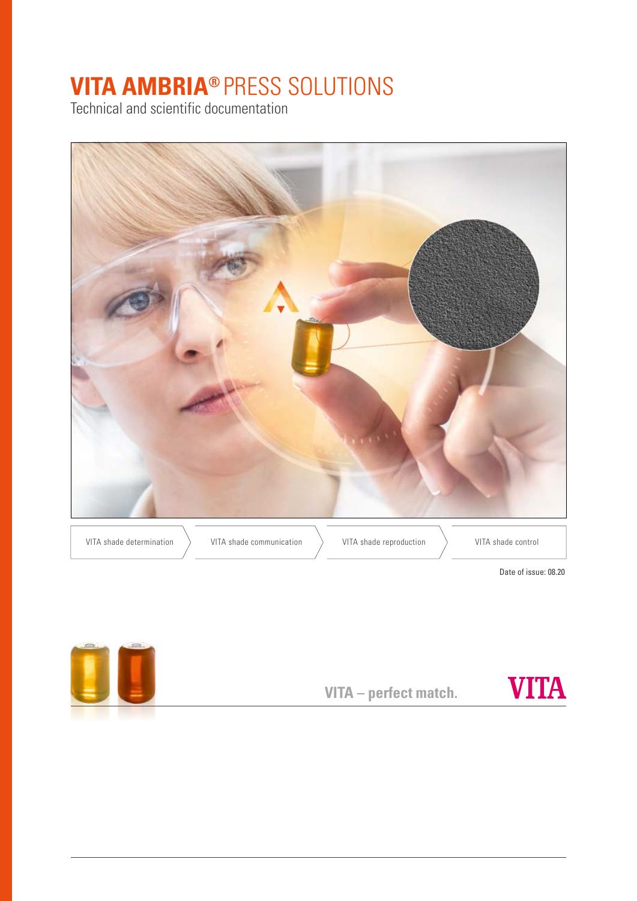# VITA AMBRIA® PRESS SOLUTIONS

Technical and scientific documentation

VITA shade determination | VITA shade communication | VITA shade reproduction | VITA shade control

Date of issue: 08.20

VITA – perfect match.

VITA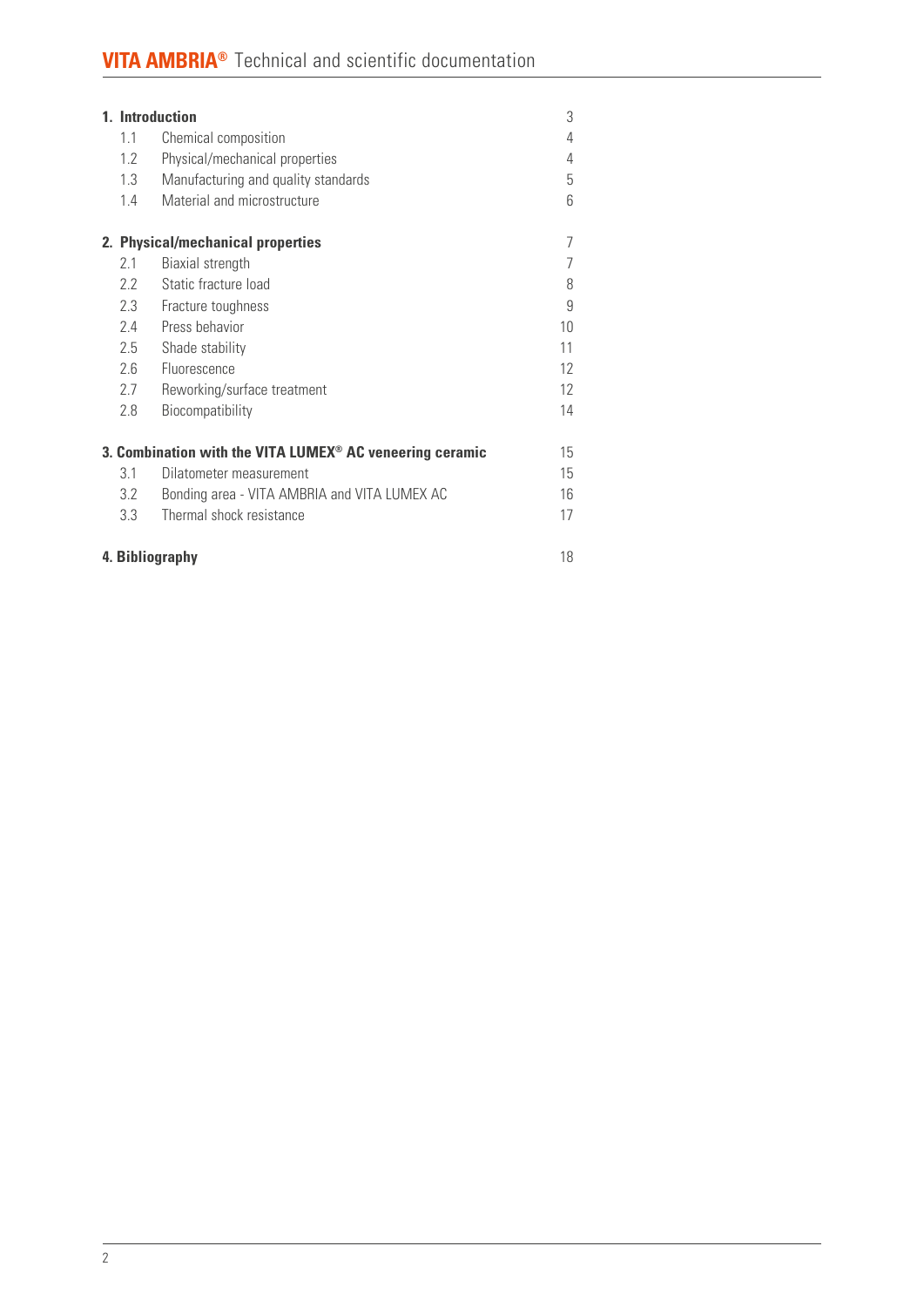| | | |
|---|---|---|
| **1. Introduction** | | 3 |
| 1.1 | Chemical composition | 4 |
| 1.2 | Physical/mechanical properties | 4 |
| 1.3 | Manufacturing and quality standards | 5 |
| 1.4 | Material and microstructure | 6 |
| **2. Physical/mechanical properties** | | 7 |
| 2.1 | Biaxial strength | 7 |
| 2.2 | Static fracture load | 8 |
| 2.3 | Fracture toughness | 9 |
| 2.4 | Press behavior | 10 |
| 2.5 | Shade stability | 11 |
| 2.6 | Fluorescence | 12 |
| 2.7 | Reworking/surface treatment | 12 |
| 2.8 | Biocompatibility | 14 |
| **3. Combination with the VITA LUMEX® AC veneering ceramic** | | 15 |
| 3.1 | Dilatometer measurement | 15 |
| 3.2 | Bonding area - VITA AMBRIA and VITA LUMEX AC | 16 |
| 3.3 | Thermal shock resistance | 17 |
| **4. Bibliography** | | 18 |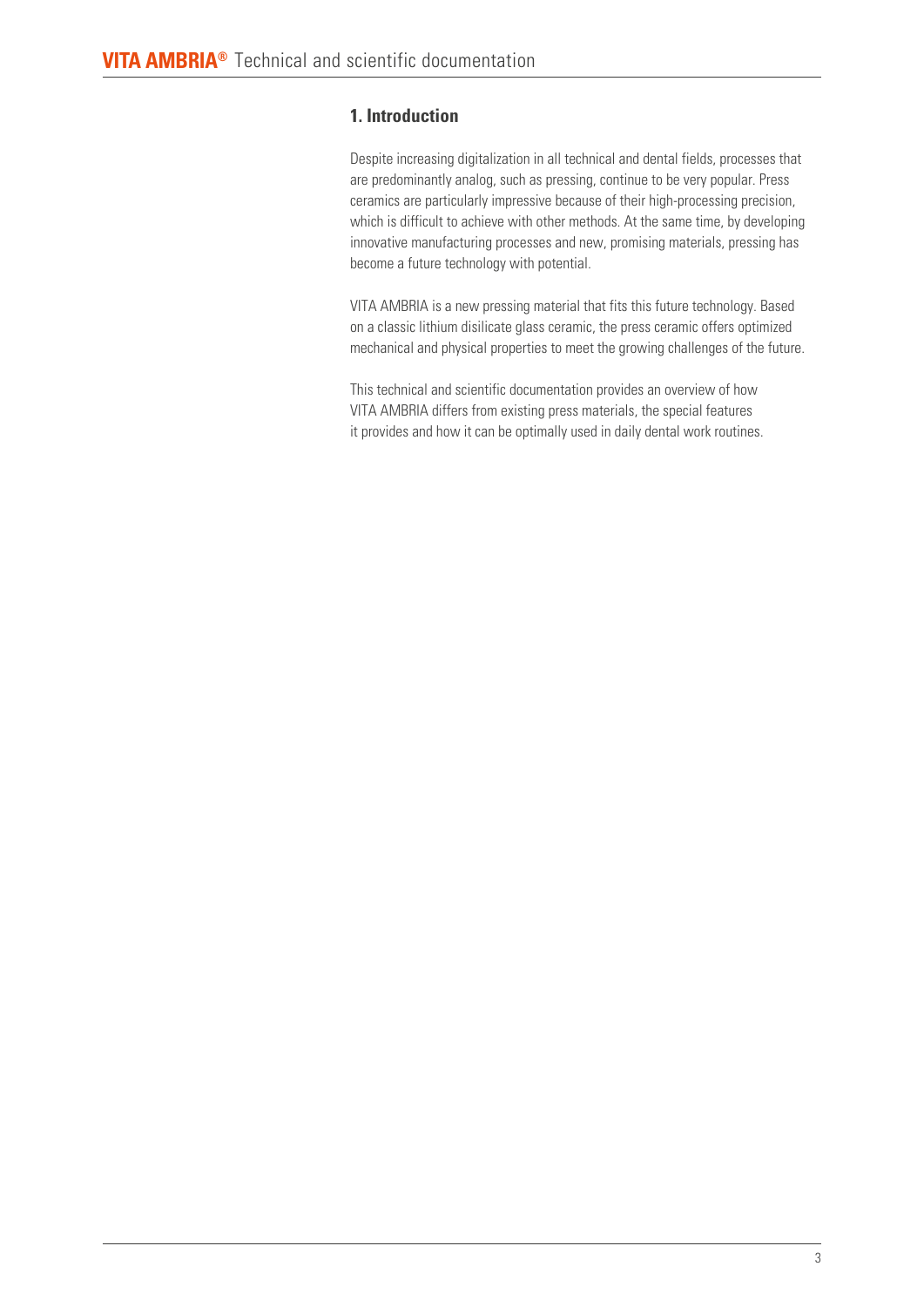## 1. Introduction

Despite increasing digitalization in all technical and dental fields, processes that are predominantly analog, such as pressing, continue to be very popular. Press ceramics are particularly impressive because of their high-processing precision, which is difficult to achieve with other methods. At the same time, by developing innovative manufacturing processes and new, promising materials, pressing has become a future technology with potential.

VITA AMBRIA is a new pressing material that fits this future technology. Based on a classic lithium disilicate glass ceramic, the press ceramic offers optimized mechanical and physical properties to meet the growing challenges of the future.

This technical and scientific documentation provides an overview of how VITA AMBRIA differs from existing press materials, the special features it provides and how it can be optimally used in daily dental work routines.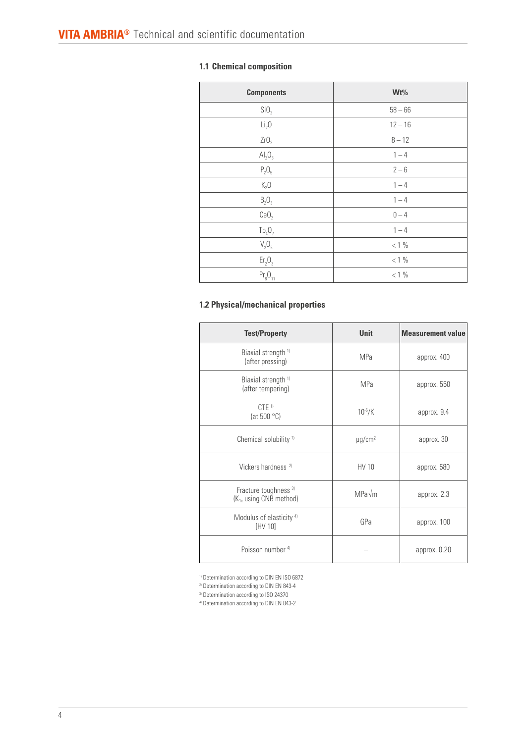### 1.1 Chemical composition

| Components | Wt% |
|---|---|
| $SiO_2$ | 58 – 66 |
| $Li_2O$ | 12 – 16 |
| $ZrO_2$ | 8 – 12 |
| $Al_2O_3$ | 1 – 4 |
| $P_2O_5$ | 2 – 6 |
| $K_2O$ | 1 – 4 |
| $B_2O_3$ | 1 – 4 |
| $CeO_2$ | 0 – 4 |
| $Tb_4O_7$ | 1 – 4 |
| $V_2O_5$ | < 1 % |
| $Er_2O_3$ | < 1 % |
| $Pr_6O_{11}$ | < 1 % |

### 1.2 Physical/mechanical properties

| Test/Property | Unit | Measurement value |
|---|---|---|
| Biaxial strength [1] (after pressing) | MPa | approx. 400 |
| Biaxial strength [1] (after tempering) | MPa | approx. 550 |
| CTE [1] (at 500 °C) | $10^{-6}$/K | approx. 9.4 |
| Chemical solubility [1] | µg/cm² | approx. 30 |
| Vickers hardness [2] | HV 10 | approx. 580 |
| Fracture toughness [3] ($K_{1c}$ using CNB method) | MPa√m | approx. 2.3 |
| Modulus of elasticity [4] [HV 10] | GPa | approx. 100 |
| Poisson number [4] | – | approx. 0.20 |

[1] Determination according to DIN EN ISO 6872

[2] Determination according to DIN EN 843-4

[3] Determination according to ISO 24370

[4] Determination according to DIN EN 843-2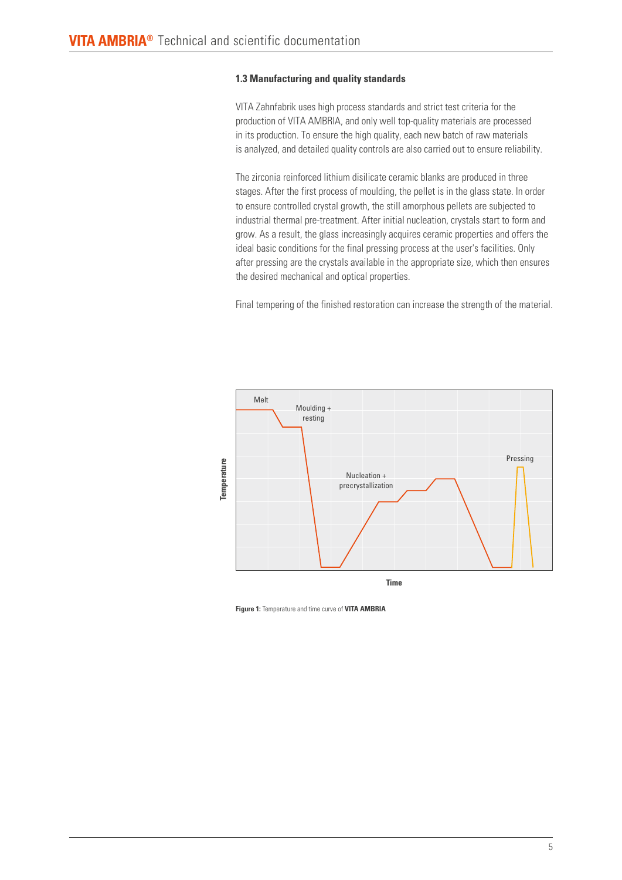### 1.3 Manufacturing and quality standards

VITA Zahnfabrik uses high process standards and strict test criteria for the production of VITA AMBRIA, and only well top-quality materials are processed in its production. To ensure the high quality, each new batch of raw materials is analyzed, and detailed quality controls are also carried out to ensure reliability.

The zirconia reinforced lithium disilicate ceramic blanks are produced in three stages. After the first process of moulding, the pellet is in the glass state. In order to ensure controlled crystal growth, the still amorphous pellets are subjected to industrial thermal pre-treatment. After initial nucleation, crystals start to form and grow. As a result, the glass increasingly acquires ceramic properties and offers the ideal basic conditions for the final pressing process at the user's facilities. Only after pressing are the crystals available in the appropriate size, which then ensures the desired mechanical and optical properties.

Final tempering of the finished restoration can increase the strength of the material.

Melt

Moulding + resting

Nucleation + precrystallization

Pressing

Temperature

Time

**Figure 1:** Temperature and time curve of **VITA AMBRIA**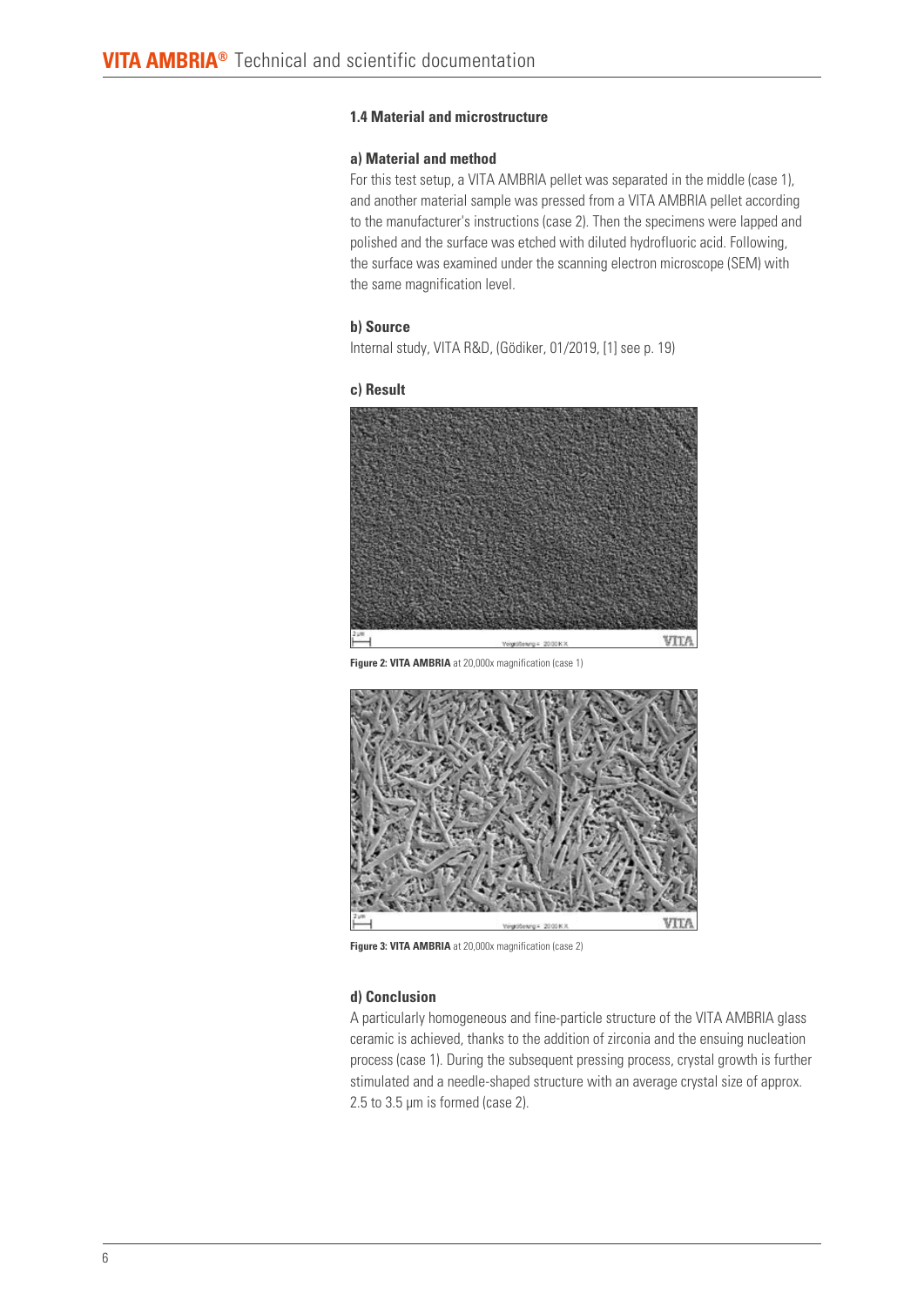### 1.4 Material and microstructure

#### a) Material and method

For this test setup, a VITA AMBRIA pellet was separated in the middle (case 1), and another material sample was pressed from a VITA AMBRIA pellet according to the manufacturer's instructions (case 2). Then the specimens were lapped and polished and the surface was etched with diluted hydrofluoric acid. Following, the surface was examined under the scanning electron microscope (SEM) with the same magnification level.

#### b) Source

Internal study, VITA R&D, (Gödiker, 01/2019, [1] see p. 19)

#### c) Result

**Figure 2: VITA AMBRIA** at 20,000x magnification (case 1)

**Figure 3: VITA AMBRIA** at 20,000x magnification (case 2)

#### d) Conclusion

A particularly homogeneous and fine-particle structure of the VITA AMBRIA glass ceramic is achieved, thanks to the addition of zirconia and the ensuing nucleation process (case 1). During the subsequent pressing process, crystal growth is further stimulated and a needle-shaped structure with an average crystal size of approx. 2.5 to 3.5 µm is formed (case 2).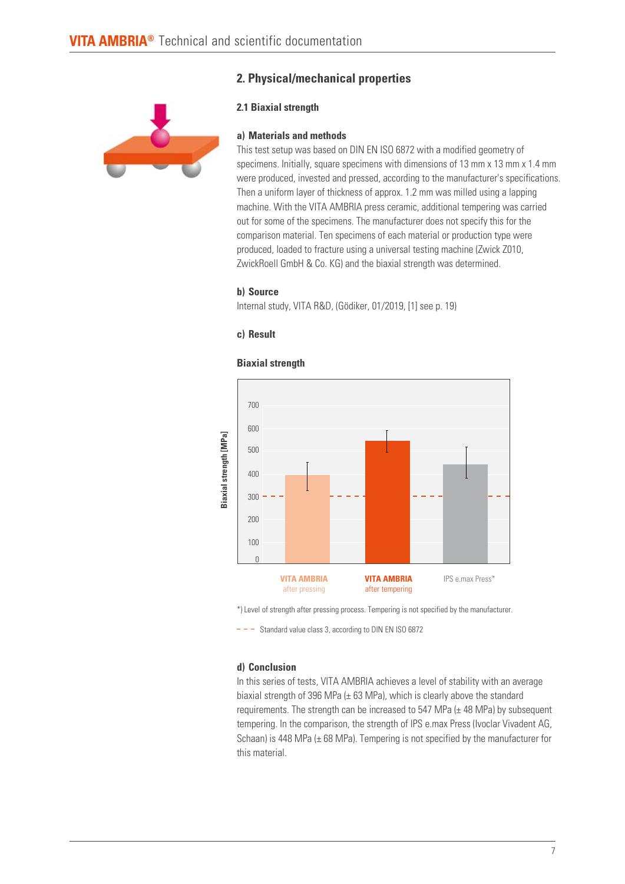## 2. Physical/mechanical properties

### 2.1 Biaxial strength

**a) Materials and methods**

This test setup was based on DIN EN ISO 6872 with a modified geometry of specimens. Initially, square specimens with dimensions of 13 mm x 13 mm x 1.4 mm were produced, invested and pressed, according to the manufacturer's specifications. Then a uniform layer of thickness of approx. 1.2 mm was milled using a lapping machine. With the VITA AMBRIA press ceramic, additional tempering was carried out for some of the specimens. The manufacturer does not specify this for the comparison material. Ten specimens of each material or production type were produced, loaded to fracture using a universal testing machine (Zwick Z010, ZwickRoell GmbH & Co. KG) and the biaxial strength was determined.

**b) Source**

Internal study, VITA R&D, (Gödiker, 01/2019, [1] see p. 19)

**c) Result**

**Biaxial strength**

Biaxial strength [MPa]

VITA AMBRIA after pressing | VITA AMBRIA after tempering | IPS e.max Press*

*) Level of strength after pressing process. Tempering is not specified by the manufacturer.

– – – Standard value class 3, according to DIN EN ISO 6872

**d) Conclusion**

In this series of tests, VITA AMBRIA achieves a level of stability with an average biaxial strength of 396 MPa (± 63 MPa), which is clearly above the standard requirements. The strength can be increased to 547 MPa (± 48 MPa) by subsequent tempering. In the comparison, the strength of IPS e.max Press (Ivoclar Vivadent AG, Schaan) is 448 MPa (± 68 MPa). Tempering is not specified by the manufacturer for this material.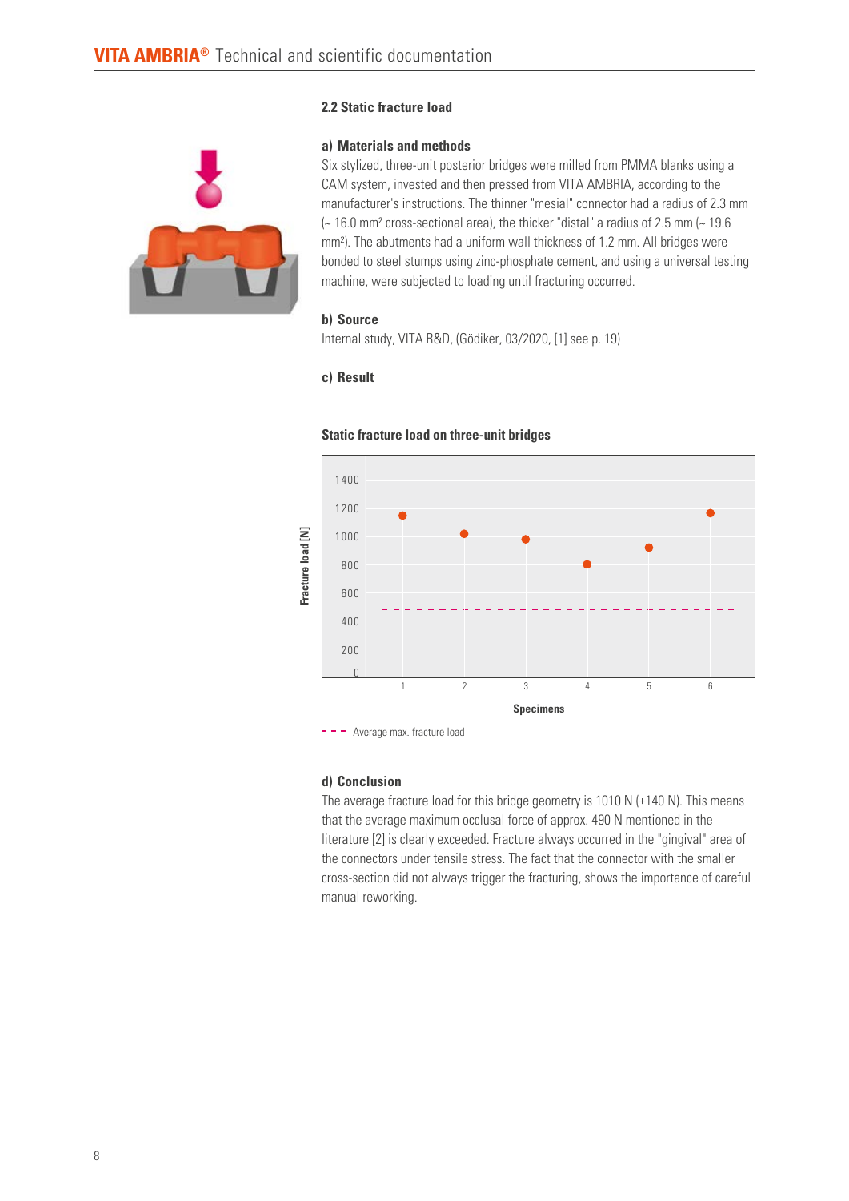### 2.2 Static fracture load

#### a) Materials and methods

Six stylized, three-unit posterior bridges were milled from PMMA blanks using a CAM system, invested and then pressed from VITA AMBRIA, according to the manufacturer's instructions. The thinner "mesial" connector had a radius of 2.3 mm (~ 16.0 $mm^2$ cross-sectional area), the thicker "distal" a radius of 2.5 mm (~ 19.6 $mm^2$). The abutments had a uniform wall thickness of 1.2 mm. All bridges were bonded to steel stumps using zinc-phosphate cement, and using a universal testing machine, were subjected to loading until fracturing occurred.

#### b) Source

Internal study, VITA R&D, (Gödiker, 03/2020, [1] see p. 19)

#### c) Result

**Static fracture load on three-unit bridges**

Fracture load [N]

Specimens

- - - Average max. fracture load

#### d) Conclusion

The average fracture load for this bridge geometry is 1010 N (±140 N). This means that the average maximum occlusal force of approx. 490 N mentioned in the literature [2] is clearly exceeded. Fracture always occurred in the "gingival" area of the connectors under tensile stress. The fact that the connector with the smaller cross-section did not always trigger the fracturing, shows the importance of careful manual reworking.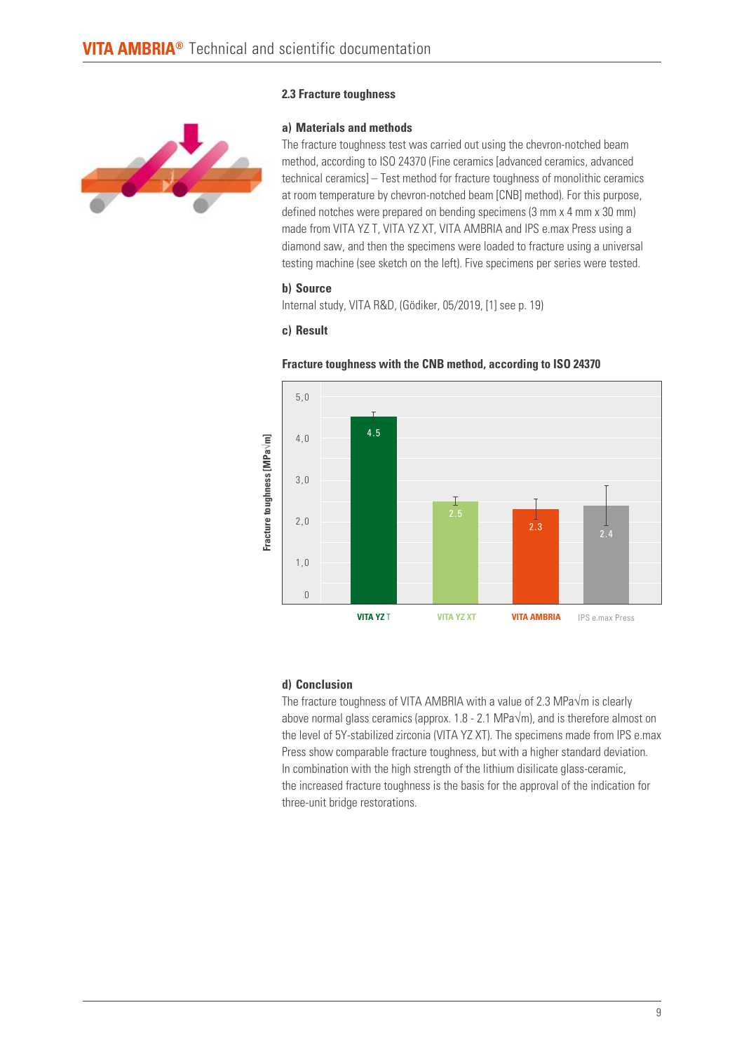## 2.3 Fracture toughness

### a) Materials and methods

The fracture toughness test was carried out using the chevron-notched beam method, according to ISO 24370 (Fine ceramics [advanced ceramics, advanced technical ceramics] – Test method for fracture toughness of monolithic ceramics at room temperature by chevron-notched beam [CNB] method). For this purpose, defined notches were prepared on bending specimens (3 mm x 4 mm x 30 mm) made from VITA YZ T, VITA YZ XT, VITA AMBRIA and IPS e.max Press using a diamond saw, and then the specimens were loaded to fracture using a universal testing machine (see sketch on the left). Five specimens per series were tested.

### b) Source

Internal study, VITA R&D, (Gödiker, 05/2019, [1] see p. 19)

### c) Result

**Fracture toughness with the CNB method, according to ISO 24370**

| Material | Fracture toughness [MPa√m] |
|---|---|
| VITA YZ T | 4.5 |
| VITA YZ XT | 2.5 |
| VITA AMBRIA | 2.3 |
| IPS e.max Press | 2.4 |

### d) Conclusion

The fracture toughness of VITA AMBRIA with a value of 2.3 MPa√m is clearly above normal glass ceramics (approx. 1.8 - 2.1 MPa√m), and is therefore almost on the level of 5Y-stabilized zirconia (VITA YZ XT). The specimens made from IPS e.max Press show comparable fracture toughness, but with a higher standard deviation. In combination with the high strength of the lithium disilicate glass-ceramic, the increased fracture toughness is the basis for the approval of the indication for three-unit bridge restorations.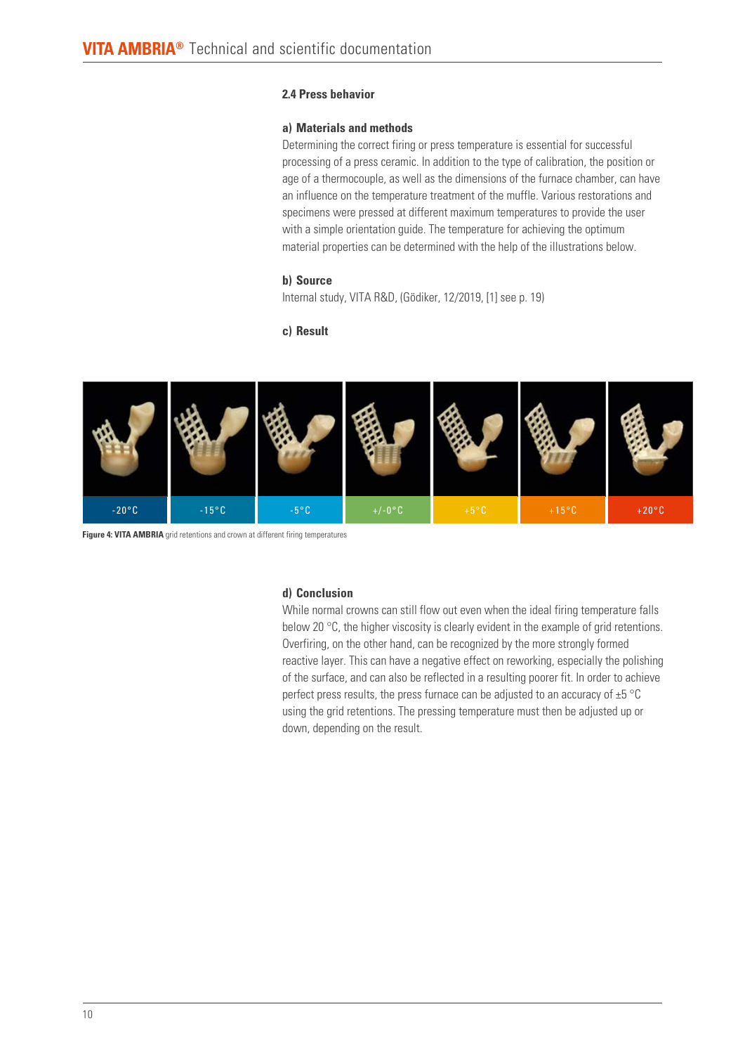### 2.4 Press behavior

**a) Materials and methods**

Determining the correct firing or press temperature is essential for successful processing of a press ceramic. In addition to the type of calibration, the position or age of a thermocouple, as well as the dimensions of the furnace chamber, can have an influence on the temperature treatment of the muffle. Various restorations and specimens were pressed at different maximum temperatures to provide the user with a simple orientation guide. The temperature for achieving the optimum material properties can be determined with the help of the illustrations below.

**b) Source**

Internal study, VITA R&D, (Gödiker, 12/2019, [1] see p. 19)

**c) Result**

| -20°C | -15°C | -5°C | +/-0°C | +5°C | +15°C | +20°C |
|---|---|---|---|---|---|---|

**Figure 4: VITA AMBRIA** grid retentions and crown at different firing temperatures

**d) Conclusion**

While normal crowns can still flow out even when the ideal firing temperature falls below 20 °C, the higher viscosity is clearly evident in the example of grid retentions. Overfiring, on the other hand, can be recognized by the more strongly formed reactive layer. This can have a negative effect on reworking, especially the polishing of the surface, and can also be reflected in a resulting poorer fit. In order to achieve perfect press results, the press furnace can be adjusted to an accuracy of ±5 °C using the grid retentions. The pressing temperature must then be adjusted up or down, depending on the result.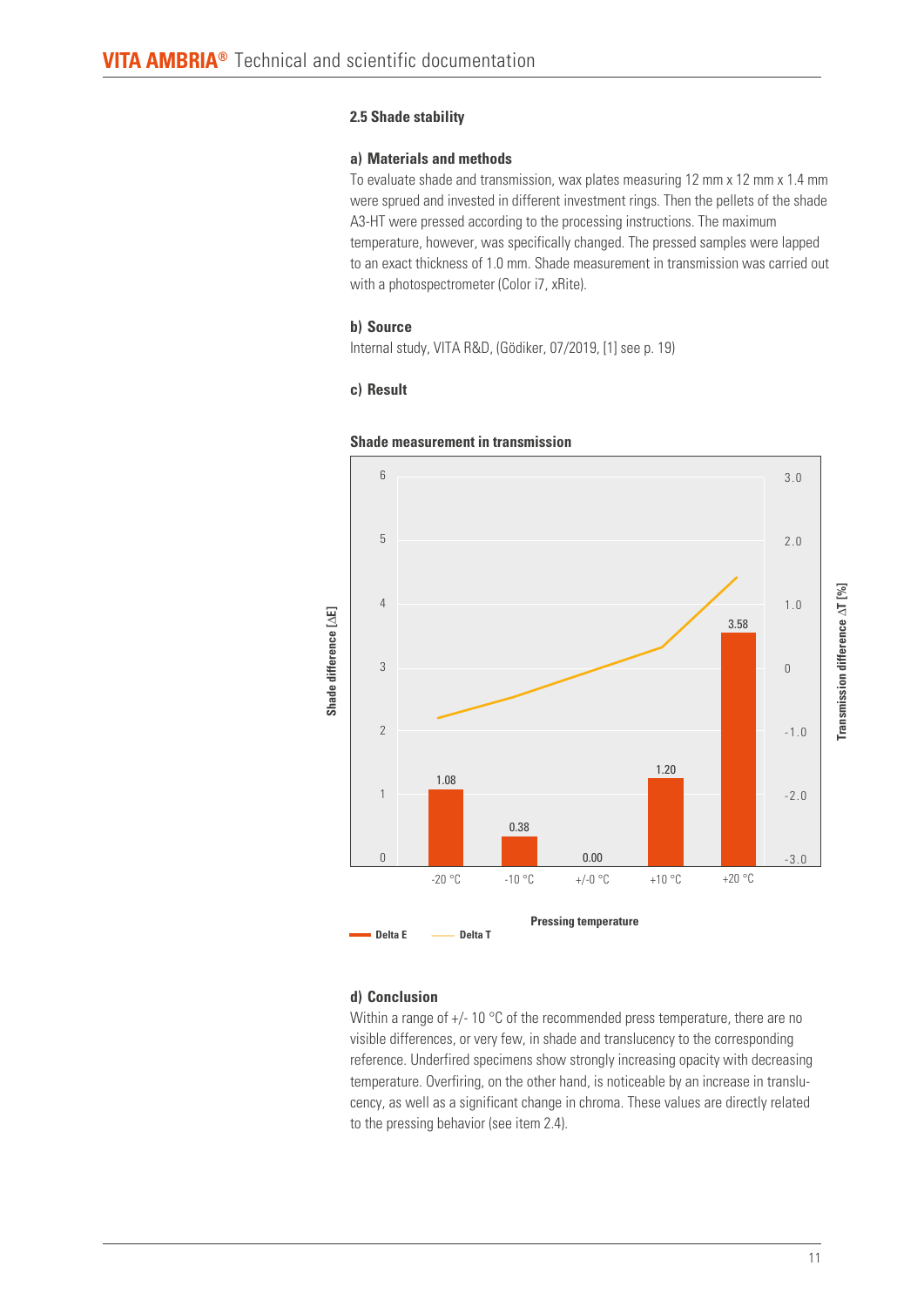## 2.5 Shade stability

### a) Materials and methods

To evaluate shade and transmission, wax plates measuring 12 mm x 12 mm x 1.4 mm were sprued and invested in different investment rings. Then the pellets of the shade A3-HT were pressed according to the processing instructions. The maximum temperature, however, was specifically changed. The pressed samples were lapped to an exact thickness of 1.0 mm. Shade measurement in transmission was carried out with a photospectrometer (Color i7, xRite).

### b) Source

Internal study, VITA R&D, (Gödiker, 07/2019, [1] see p. 19)

### c) Result

**Shade measurement in transmission**

| Pressing temperature | -20 °C | -10 °C | +/-0 °C | +10 °C | +20 °C |
|---|---|---|---|---|---|
| Delta E (Shade difference [ΔE]) | 1.08 | 0.38 | 0.00 | 1.20 | 3.58 |

Legend: Delta E, Delta T (Transmission difference ΔT [%])

### d) Conclusion

Within a range of +/- 10 °C of the recommended press temperature, there are no visible differences, or very few, in shade and translucency to the corresponding reference. Underfired specimens show strongly increasing opacity with decreasing temperature. Overfiring, on the other hand, is noticeable by an increase in translucency, as well as a significant change in chroma. These values are directly related to the pressing behavior (see item 2.4).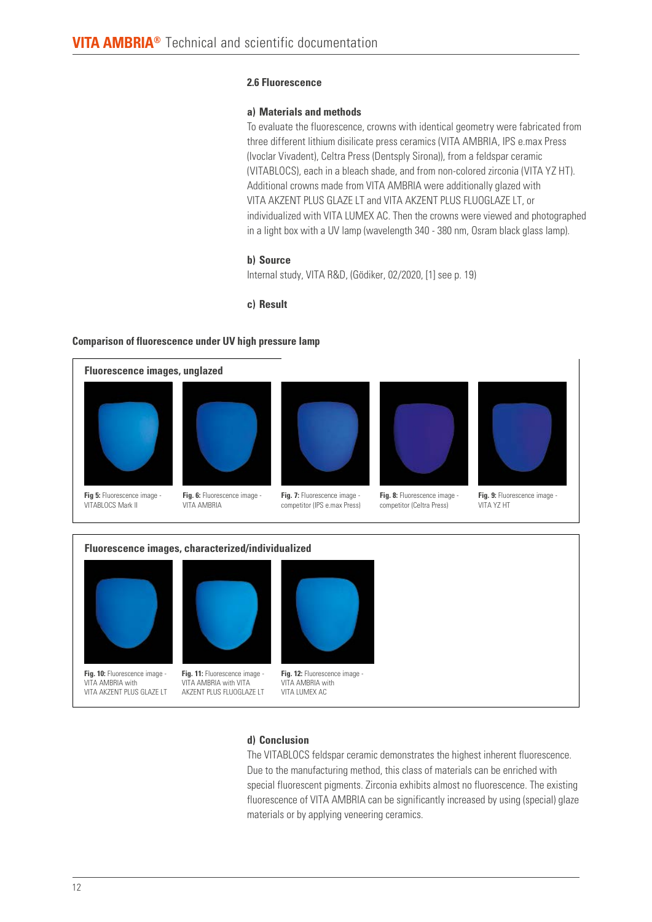## 2.6 Fluorescence

### a) Materials and methods

To evaluate the fluorescence, crowns with identical geometry were fabricated from three different lithium disilicate press ceramics (VITA AMBRIA, IPS e.max Press (Ivoclar Vivadent), Celtra Press (Dentsply Sirona)), from a feldspar ceramic (VITABLOCS), each in a bleach shade, and from non-colored zirconia (VITA YZ HT). Additional crowns made from VITA AMBRIA were additionally glazed with VITA AKZENT PLUS GLAZE LT and VITA AKZENT PLUS FLUOGLAZE LT, or individualized with VITA LUMEX AC. Then the crowns were viewed and photographed in a light box with a UV lamp (wavelength 340 - 380 nm, Osram black glass lamp).

### b) Source

Internal study, VITA R&D, (Gödiker, 02/2020, [1] see p. 19)

### c) Result

**Comparison of fluorescence under UV high pressure lamp**

**Fluorescence images, unglazed**

**Fig 5:** Fluorescence image - VITABLOCS Mark II

**Fig. 6:** Fluorescence image - VITA AMBRIA

**Fig. 7:** Fluorescence image - competitor (IPS e.max Press)

**Fig. 8:** Fluorescence image - competitor (Celtra Press)

**Fig. 9:** Fluorescence image - VITA YZ HT

**Fluorescence images, characterized/individualized**

**Fig. 10:** Fluorescence image - VITA AMBRIA with VITA AKZENT PLUS GLAZE LT

**Fig. 11:** Fluorescence image - VITA AMBRIA with VITA AKZENT PLUS FLUOGLAZE LT

**Fig. 12:** Fluorescence image - VITA AMBRIA with VITA LUMEX AC

### d) Conclusion

The VITABLOCS feldspar ceramic demonstrates the highest inherent fluorescence. Due to the manufacturing method, this class of materials can be enriched with special fluorescent pigments. Zirconia exhibits almost no fluorescence. The existing fluorescence of VITA AMBRIA can be significantly increased by using (special) glaze materials or by applying veneering ceramics.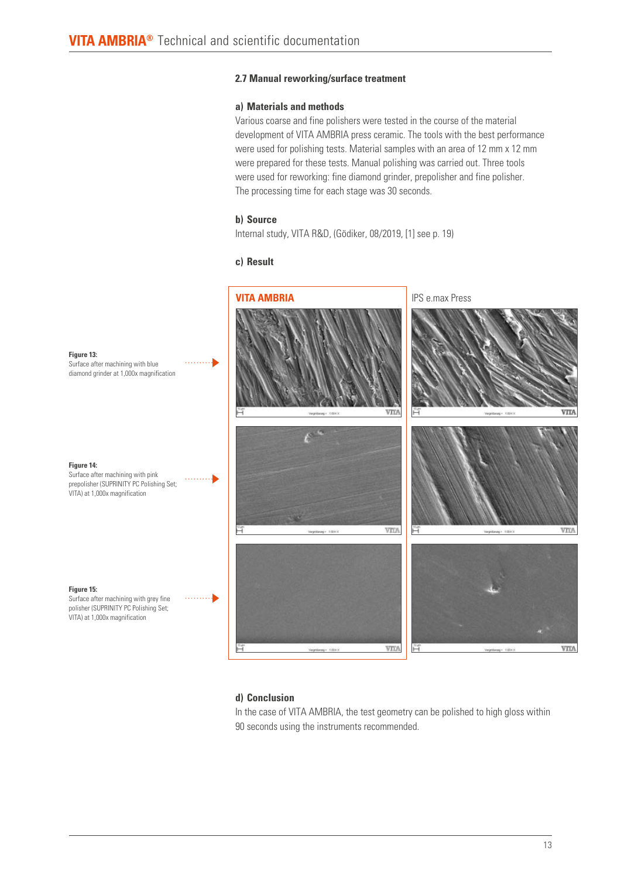### 2.7 Manual reworking/surface treatment

#### a) Materials and methods

Various coarse and fine polishers were tested in the course of the material development of VITA AMBRIA press ceramic. The tools with the best performance were used for polishing tests. Material samples with an area of 12 mm x 12 mm were prepared for these tests. Manual polishing was carried out. Three tools were used for reworking: fine diamond grinder, prepolisher and fine polisher. The processing time for each stage was 30 seconds.

#### b) Source

Internal study, VITA R&D, (Gödiker, 08/2019, [1] see p. 19)

#### c) Result

**VITA AMBRIA** | IPS e.max Press

**Figure 13:**
Surface after machining with blue diamond grinder at 1,000x magnification

**Figure 14:**
Surface after machining with pink prepolisher (SUPRINITY PC Polishing Set; VITA) at 1,000x magnification

**Figure 15:**
Surface after machining with grey fine polisher (SUPRINITY PC Polishing Set; VITA) at 1,000x magnification

#### d) Conclusion

In the case of VITA AMBRIA, the test geometry can be polished to high gloss within 90 seconds using the instruments recommended.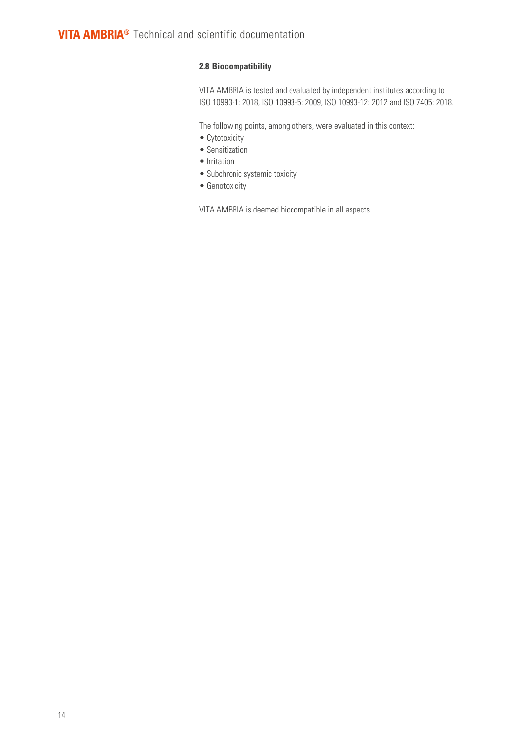### 2.8 Biocompatibility

VITA AMBRIA is tested and evaluated by independent institutes according to ISO 10993-1: 2018, ISO 10993-5: 2009, ISO 10993-12: 2012 and ISO 7405: 2018.

The following points, among others, were evaluated in this context:

- Cytotoxicity
- Sensitization
- Irritation
- Subchronic systemic toxicity
- Genotoxicity

VITA AMBRIA is deemed biocompatible in all aspects.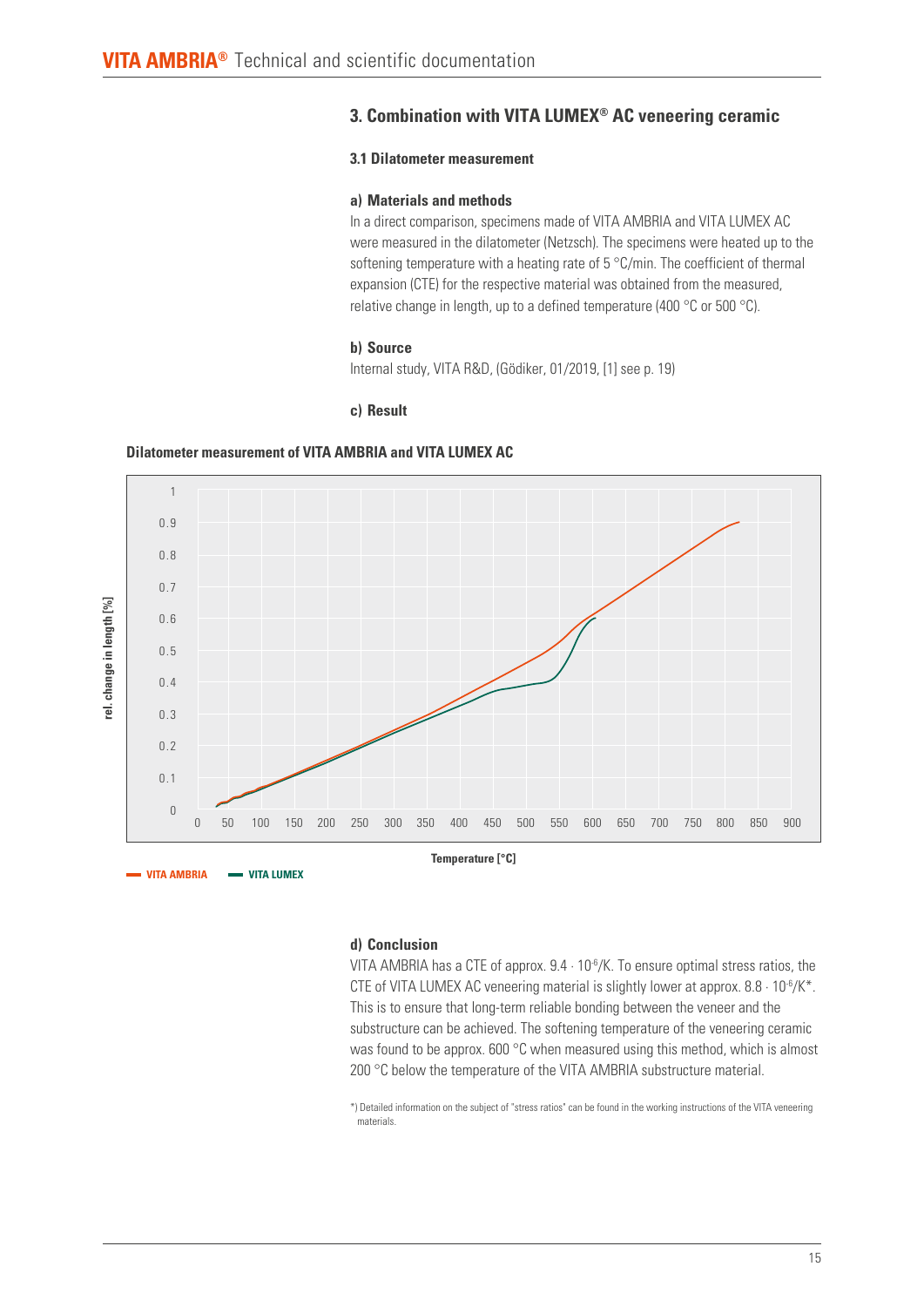## 3. Combination with VITA LUMEX® AC veneering ceramic

### 3.1 Dilatometer measurement

#### a) Materials and methods

In a direct comparison, specimens made of VITA AMBRIA and VITA LUMEX AC were measured in the dilatometer (Netzsch). The specimens were heated up to the softening temperature with a heating rate of 5 °C/min. The coefficient of thermal expansion (CTE) for the respective material was obtained from the measured, relative change in length, up to a defined temperature (400 °C or 500 °C).

#### b) Source

Internal study, VITA R&D, (Gödiker, 01/2019, [1] see p. 19)

#### c) Result

**Dilatometer measurement of VITA AMBRIA and VITA LUMEX AC**

rel. change in length [%]

Temperature [°C]

VITA AMBRIA — VITA LUMEX

#### d) Conclusion

VITA AMBRIA has a CTE of approx. $9.4 \cdot 10^{-6}$/K. To ensure optimal stress ratios, the CTE of VITA LUMEX AC veneering material is slightly lower at approx. $8.8 \cdot 10^{-6}$/K*. This is to ensure that long-term reliable bonding between the veneer and the substructure can be achieved. The softening temperature of the veneering ceramic was found to be approx. 600 °C when measured using this method, which is almost 200 °C below the temperature of the VITA AMBRIA substructure material.

*) Detailed information on the subject of "stress ratios" can be found in the working instructions of the VITA veneering materials.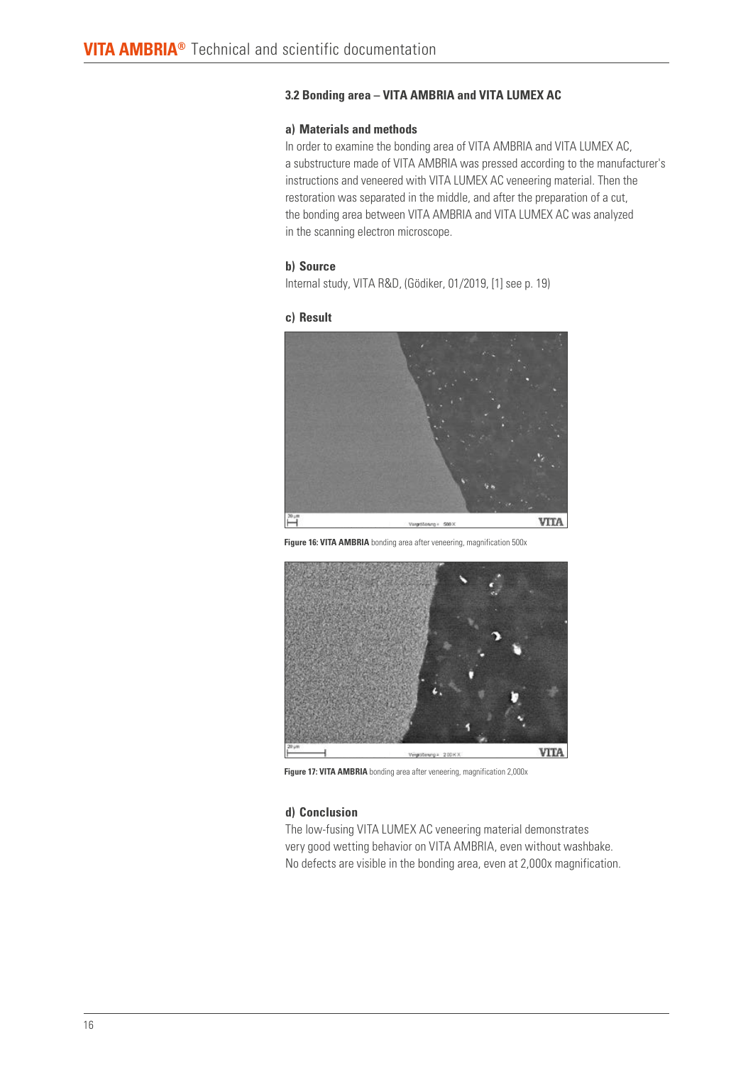### 3.2 Bonding area – VITA AMBRIA and VITA LUMEX AC

#### a) Materials and methods

In order to examine the bonding area of VITA AMBRIA and VITA LUMEX AC, a substructure made of VITA AMBRIA was pressed according to the manufacturer's instructions and veneered with VITA LUMEX AC veneering material. Then the restoration was separated in the middle, and after the preparation of a cut, the bonding area between VITA AMBRIA and VITA LUMEX AC was analyzed in the scanning electron microscope.

#### b) Source

Internal study, VITA R&D, (Gödiker, 01/2019, [1] see p. 19)

#### c) Result

**Figure 16: VITA AMBRIA** bonding area after veneering, magnification 500x

**Figure 17: VITA AMBRIA** bonding area after veneering, magnification 2,000x

#### d) Conclusion

The low-fusing VITA LUMEX AC veneering material demonstrates very good wetting behavior on VITA AMBRIA, even without washbake. No defects are visible in the bonding area, even at 2,000x magnification.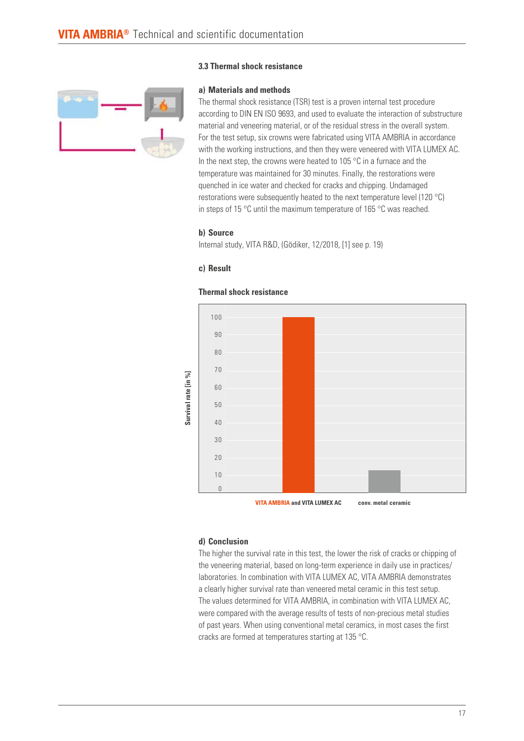### 3.3 Thermal shock resistance

#### a) Materials and methods

The thermal shock resistance (TSR) test is a proven internal test procedure according to DIN EN ISO 9693, and used to evaluate the interaction of substructure material and veneering material, or of the residual stress in the overall system. For the test setup, six crowns were fabricated using VITA AMBRIA in accordance with the working instructions, and then they were veneered with VITA LUMEX AC. In the next step, the crowns were heated to 105 °C in a furnace and the temperature was maintained for 30 minutes. Finally, the restorations were quenched in ice water and checked for cracks and chipping. Undamaged restorations were subsequently heated to the next temperature level (120 °C) in steps of 15 °C until the maximum temperature of 165 °C was reached.

#### b) Source

Internal study, VITA R&D, (Gödiker, 12/2018, [1] see p. 19)

#### c) Result

**Thermal shock resistance**

Survival rate [in %]

| | VITA AMBRIA and VITA LUMEX AC | conv. metal ceramic |
|---|---|---|
| Survival rate [in %] | 100 | ~13 |

#### d) Conclusion

The higher the survival rate in this test, the lower the risk of cracks or chipping of the veneering material, based on long-term experience in daily use in practices/ laboratories. In combination with VITA LUMEX AC, VITA AMBRIA demonstrates a clearly higher survival rate than veneered metal ceramic in this test setup. The values determined for VITA AMBRIA, in combination with VITA LUMEX AC, were compared with the average results of tests of non-precious metal studies of past years. When using conventional metal ceramics, in most cases the first cracks are formed at temperatures starting at 135 °C.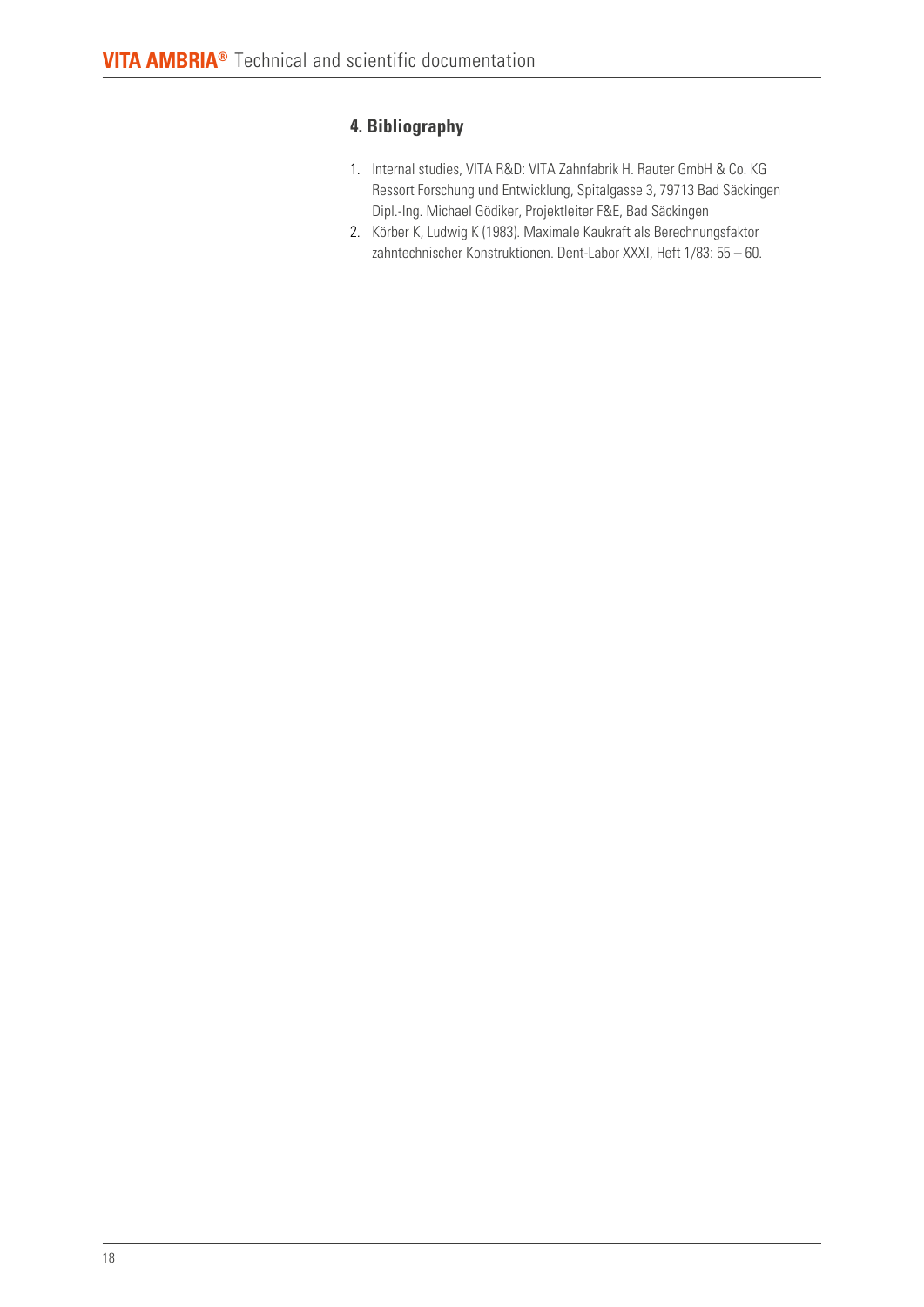## 4. Bibliography

1. Internal studies, VITA R&D: VITA Zahnfabrik H. Rauter GmbH & Co. KG Ressort Forschung und Entwicklung, Spitalgasse 3, 79713 Bad Säckingen Dipl.-Ing. Michael Gödiker, Projektleiter F&E, Bad Säckingen
2. Körber K, Ludwig K (1983). Maximale Kaukraft als Berechnungsfaktor zahntechnischer Konstruktionen. Dent-Labor XXXI, Heft 1/83: 55 – 60.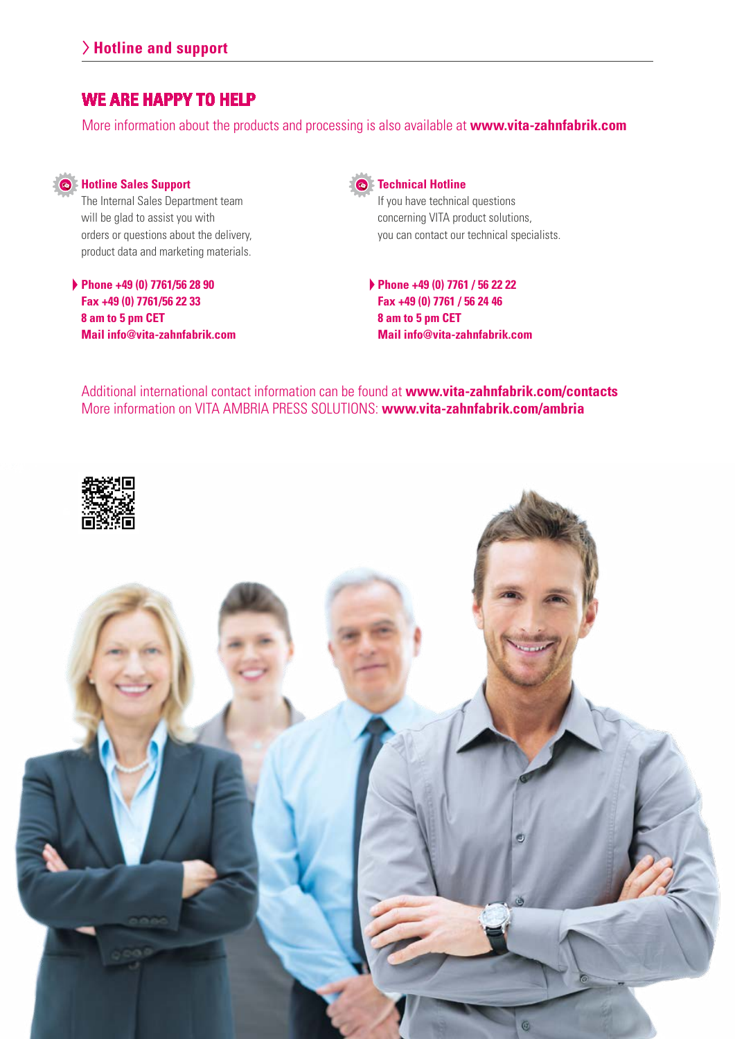## Hotline and support

# WE ARE HAPPY TO HELP

More information about the products and processing is also available at **www.vita-zahnfabrik.com**

### Hotline Sales Support

The Internal Sales Department team will be glad to assist you with orders or questions about the delivery, product data and marketing materials.

**Phone +49 (0) 7761/56 28 90**
**Fax +49 (0) 7761/56 22 33**
**8 am to 5 pm CET**
**Mail info@vita-zahnfabrik.com**

### Technical Hotline

If you have technical questions concerning VITA product solutions, you can contact our technical specialists.

**Phone +49 (0) 7761 / 56 22 22**
**Fax +49 (0) 7761 / 56 24 46**
**8 am to 5 pm CET**
**Mail info@vita-zahnfabrik.com**

Additional international contact information can be found at **www.vita-zahnfabrik.com/contacts**
More information on VITA AMBRIA PRESS SOLUTIONS: **www.vita-zahnfabrik.com/ambria**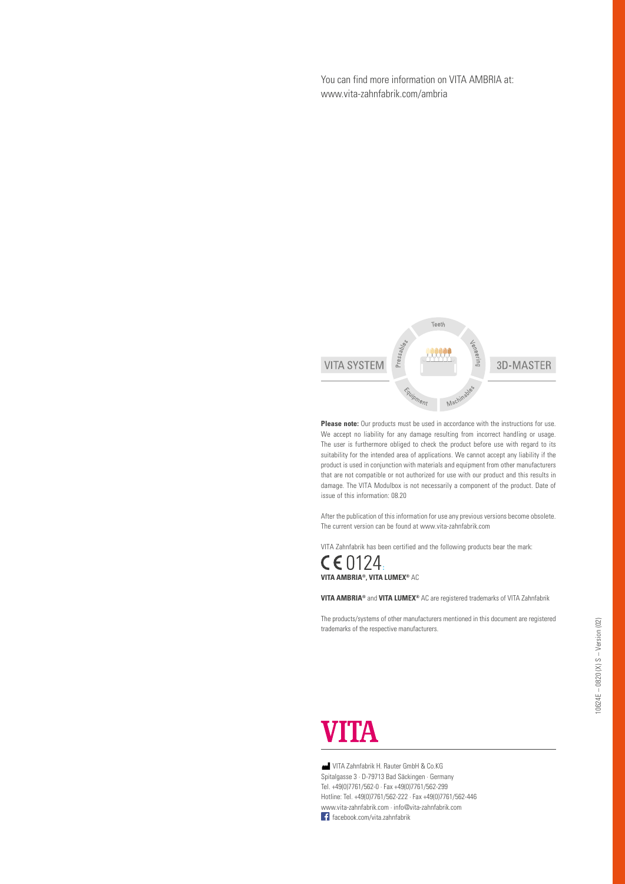You can find more information on VITA AMBRIA at:
www.vita-zahnfabrik.com/ambria

Teeth
Pressables
Veneering
VITA SYSTEM
3D-MASTER
Equipment
Machinables

**Please note:** Our products must be used in accordance with the instructions for use. We accept no liability for any damage resulting from incorrect handling or usage. The user is furthermore obliged to check the product before use with regard to its suitability for the intended area of applications. We cannot accept any liability if the product is used in conjunction with materials and equipment from other manufacturers that are not compatible or not authorized for use with our product and this results in damage. The VITA Modulbox is not necessarily a component of the product. Date of issue of this information: 08.20

After the publication of this information for use any previous versions become obsolete. The current version can be found at www.vita-zahnfabrik.com

VITA Zahnfabrik has been certified and the following products bear the mark:

CE 0124:
**VITA AMBRIA®, VITA LUMEX®** AC

**VITA AMBRIA®** and **VITA LUMEX®** AC are registered trademarks of VITA Zahnfabrik

The products/systems of other manufacturers mentioned in this document are registered trademarks of the respective manufacturers.

**VITA**

VITA Zahnfabrik H. Rauter GmbH & Co.KG
Spitalgasse 3 · D-79713 Bad Säckingen · Germany
Tel. +49(0)7761/562-0 · Fax +49(0)7761/562-299
Hotline: Tel. +49(0)7761/562-222 · Fax +49(0)7761/562-446
www.vita-zahnfabrik.com · info@vita-zahnfabrik.com
facebook.com/vita.zahnfabrik

10624E – 0820 (X) S – Version (02)